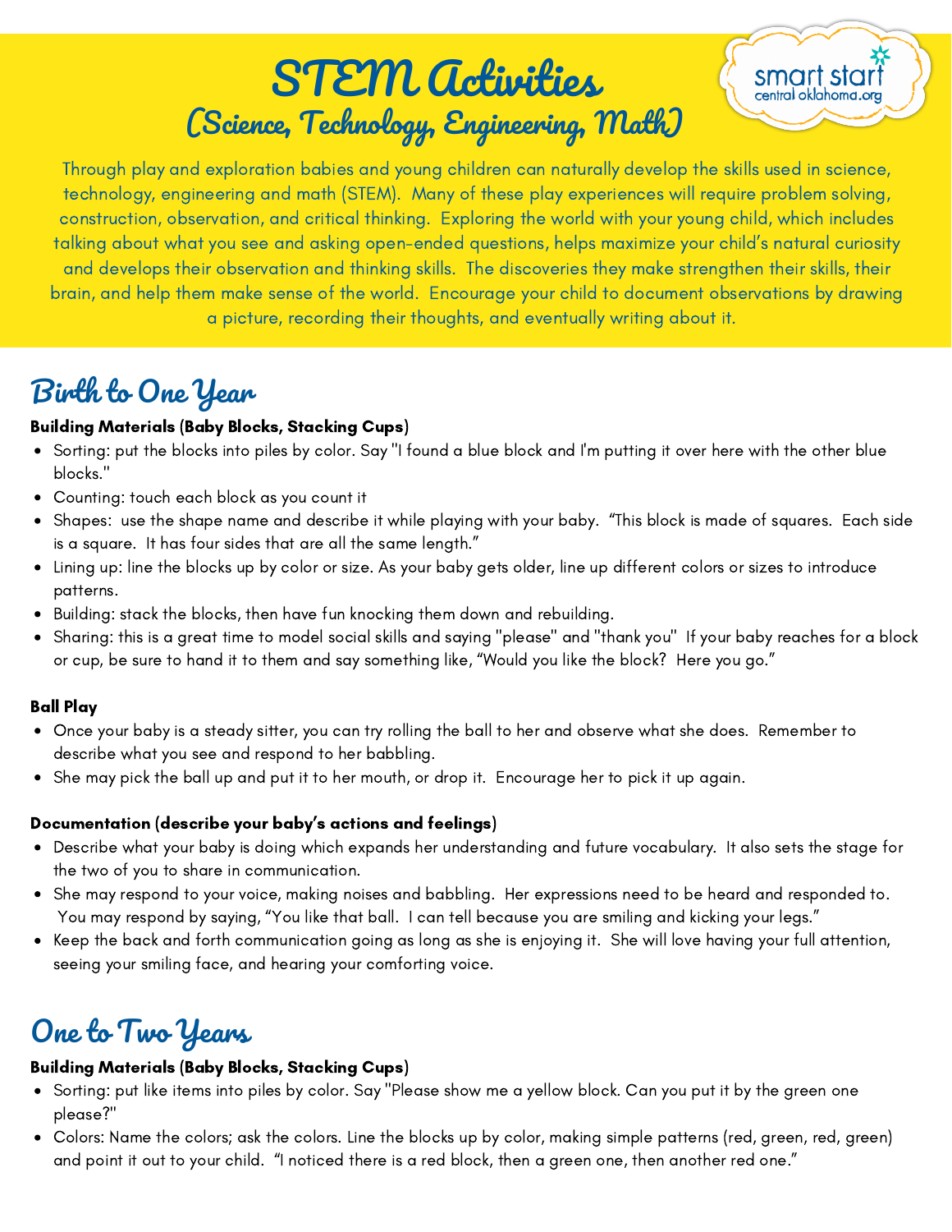# STEM Activities
## (Science, Technology, Engineering, Math)

smart start central oklahoma.org

Through play and exploration babies and young children can naturally develop the skills used in science, technology, engineering and math (STEM). Many of these play experiences will require problem solving, construction, observation, and critical thinking. Exploring the world with your young child, which includes talking about what you see and asking open-ended questions, helps maximize your child's natural curiosity and develops their observation and thinking skills. The discoveries they make strengthen their skills, their brain, and help them make sense of the world. Encourage your child to document observations by drawing a picture, recording their thoughts, and eventually writing about it.

## Birth to One Year

**Building Materials (Baby Blocks, Stacking Cups)**

- Sorting: put the blocks into piles by color. Say "I found a blue block and I'm putting it over here with the other blue blocks."
- Counting: touch each block as you count it
- Shapes: use the shape name and describe it while playing with your baby. "This block is made of squares. Each side is a square. It has four sides that are all the same length."
- Lining up: line the blocks up by color or size. As your baby gets older, line up different colors or sizes to introduce patterns.
- Building: stack the blocks, then have fun knocking them down and rebuilding.
- Sharing: this is a great time to model social skills and saying "please" and "thank you" If your baby reaches for a block or cup, be sure to hand it to them and say something like, "Would you like the block? Here you go."

**Ball Play**

- Once your baby is a steady sitter, you can try rolling the ball to her and observe what she does. Remember to describe what you see and respond to her babbling.
- She may pick the ball up and put it to her mouth, or drop it. Encourage her to pick it up again.

**Documentation (describe your baby's actions and feelings)**

- Describe what your baby is doing which expands her understanding and future vocabulary. It also sets the stage for the two of you to share in communication.
- She may respond to your voice, making noises and babbling. Her expressions need to be heard and responded to. You may respond by saying, "You like that ball. I can tell because you are smiling and kicking your legs."
- Keep the back and forth communication going as long as she is enjoying it. She will love having your full attention, seeing your smiling face, and hearing your comforting voice.

## One to Two Years

**Building Materials (Baby Blocks, Stacking Cups)**

- Sorting: put like items into piles by color. Say "Please show me a yellow block. Can you put it by the green one please?"
- Colors: Name the colors; ask the colors. Line the blocks up by color, making simple patterns (red, green, red, green) and point it out to your child. "I noticed there is a red block, then a green one, then another red one."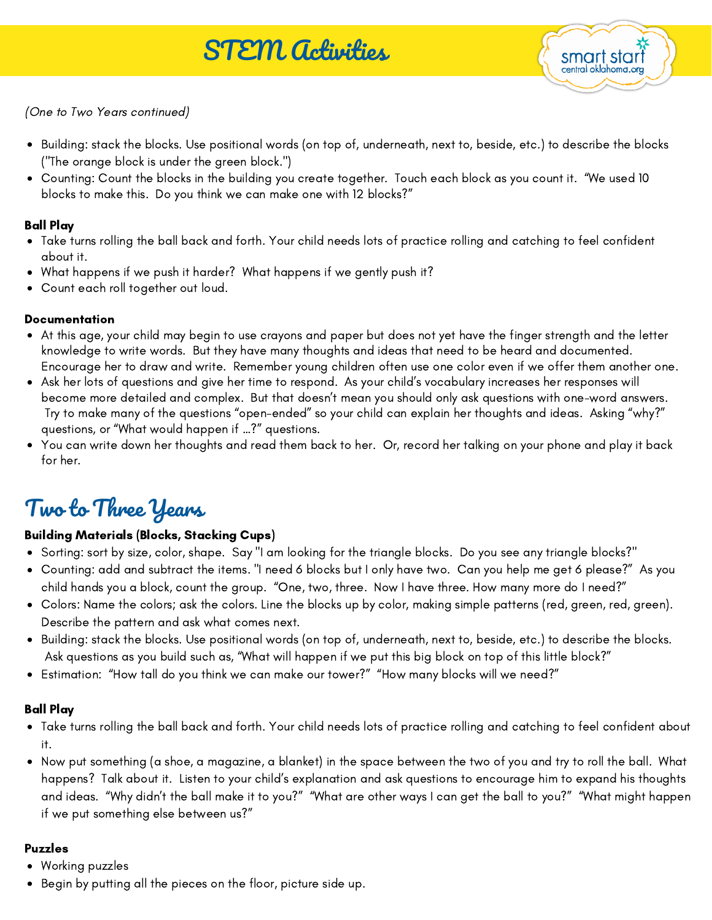*(One to Two Years continued)*

- Building: stack the blocks. Use positional words (on top of, underneath, next to, beside, etc.) to describe the blocks ("The orange block is under the green block.")
- Counting: Count the blocks in the building you create together. Touch each block as you count it. "We used 10 blocks to make this. Do you think we can make one with 12 blocks?"

**Ball Play**

- Take turns rolling the ball back and forth. Your child needs lots of practice rolling and catching to feel confident about it.
- What happens if we push it harder? What happens if we gently push it?
- Count each roll together out loud.

**Documentation**

- At this age, your child may begin to use crayons and paper but does not yet have the finger strength and the letter knowledge to write words. But they have many thoughts and ideas that need to be heard and documented. Encourage her to draw and write. Remember young children often use one color even if we offer them another one.
- Ask her lots of questions and give her time to respond. As your child's vocabulary increases her responses will become more detailed and complex. But that doesn't mean you should only ask questions with one-word answers. Try to make many of the questions "open-ended" so your child can explain her thoughts and ideas. Asking "why?" questions, or "What would happen if …?" questions.
- You can write down her thoughts and read them back to her. Or, record her talking on your phone and play it back for her.

## Two to Three Years

**Building Materials (Blocks, Stacking Cups)**

- Sorting: sort by size, color, shape. Say "I am looking for the triangle blocks. Do you see any triangle blocks?"
- Counting: add and subtract the items. "I need 6 blocks but I only have two. Can you help me get 6 please?" As you child hands you a block, count the group. "One, two, three. Now I have three. How many more do I need?"
- Colors: Name the colors; ask the colors. Line the blocks up by color, making simple patterns (red, green, red, green). Describe the pattern and ask what comes next.
- Building: stack the blocks. Use positional words (on top of, underneath, next to, beside, etc.) to describe the blocks. Ask questions as you build such as, "What will happen if we put this big block on top of this little block?"
- Estimation: "How tall do you think we can make our tower?" "How many blocks will we need?"

**Ball Play**

- Take turns rolling the ball back and forth. Your child needs lots of practice rolling and catching to feel confident about it.
- Now put something (a shoe, a magazine, a blanket) in the space between the two of you and try to roll the ball. What happens? Talk about it. Listen to your child's explanation and ask questions to encourage him to expand his thoughts and ideas. "Why didn't the ball make it to you?" "What are other ways I can get the ball to you?" "What might happen if we put something else between us?"

**Puzzles**

- Working puzzles
- Begin by putting all the pieces on the floor, picture side up.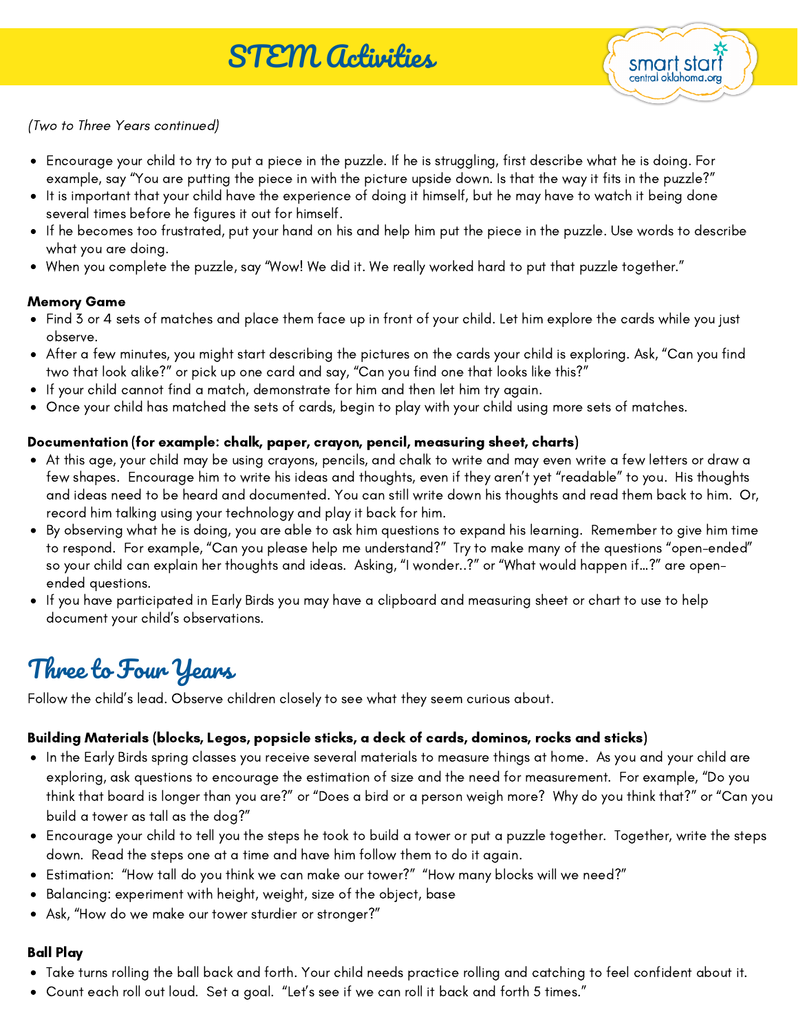# STEM Activities

*(Two to Three Years continued)*

- Encourage your child to try to put a piece in the puzzle. If he is struggling, first describe what he is doing. For example, say "You are putting the piece in with the picture upside down. Is that the way it fits in the puzzle?"
- It is important that your child have the experience of doing it himself, but he may have to watch it being done several times before he figures it out for himself.
- If he becomes too frustrated, put your hand on his and help him put the piece in the puzzle. Use words to describe what you are doing.
- When you complete the puzzle, say "Wow! We did it. We really worked hard to put that puzzle together."

**Memory Game**

- Find 3 or 4 sets of matches and place them face up in front of your child. Let him explore the cards while you just observe.
- After a few minutes, you might start describing the pictures on the cards your child is exploring. Ask, "Can you find two that look alike?" or pick up one card and say, "Can you find one that looks like this?"
- If your child cannot find a match, demonstrate for him and then let him try again.
- Once your child has matched the sets of cards, begin to play with your child using more sets of matches.

**Documentation (for example: chalk, paper, crayon, pencil, measuring sheet, charts)**

- At this age, your child may be using crayons, pencils, and chalk to write and may even write a few letters or draw a few shapes. Encourage him to write his ideas and thoughts, even if they aren't yet "readable" to you. His thoughts and ideas need to be heard and documented. You can still write down his thoughts and read them back to him. Or, record him talking using your technology and play it back for him.
- By observing what he is doing, you are able to ask him questions to expand his learning. Remember to give him time to respond. For example, "Can you please help me understand?" Try to make many of the questions "open-ended" so your child can explain her thoughts and ideas. Asking, "I wonder..?" or "What would happen if…?" are open-ended questions.
- If you have participated in Early Birds you may have a clipboard and measuring sheet or chart to use to help document your child's observations.

## Three to Four Years

Follow the child's lead. Observe children closely to see what they seem curious about.

**Building Materials (blocks, Legos, popsicle sticks, a deck of cards, dominos, rocks and sticks)**

- In the Early Birds spring classes you receive several materials to measure things at home. As you and your child are exploring, ask questions to encourage the estimation of size and the need for measurement. For example, "Do you think that board is longer than you are?" or "Does a bird or a person weigh more? Why do you think that?" or "Can you build a tower as tall as the dog?"
- Encourage your child to tell you the steps he took to build a tower or put a puzzle together. Together, write the steps down. Read the steps one at a time and have him follow them to do it again.
- Estimation: "How tall do you think we can make our tower?" "How many blocks will we need?"
- Balancing: experiment with height, weight, size of the object, base
- Ask, "How do we make our tower sturdier or stronger?"

**Ball Play**

- Take turns rolling the ball back and forth. Your child needs practice rolling and catching to feel confident about it.
- Count each roll out loud. Set a goal. "Let's see if we can roll it back and forth 5 times."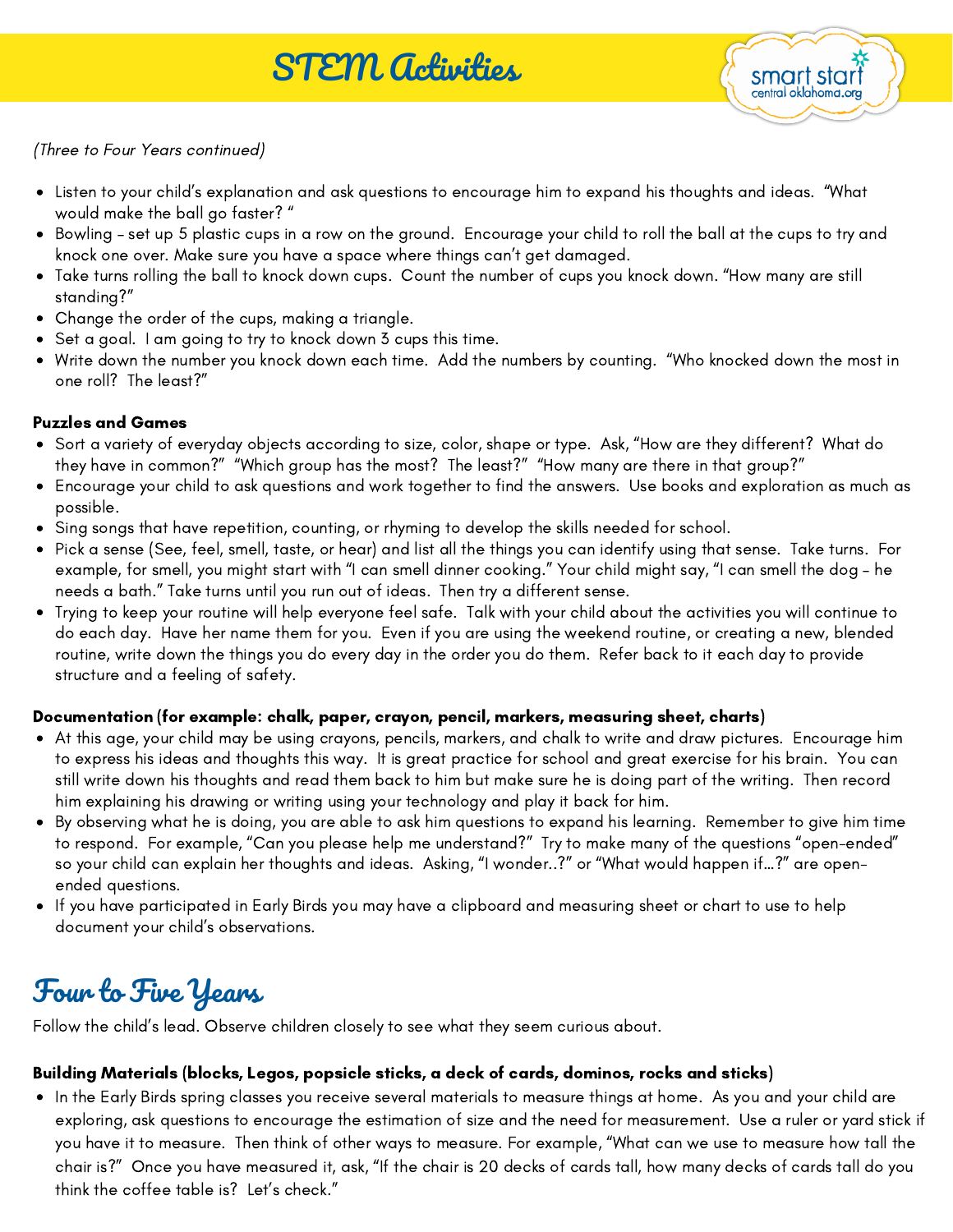(*Three to Four Years continued)*

- Listen to your child's explanation and ask questions to encourage him to expand his thoughts and ideas. "What would make the ball go faster? "
- Bowling – set up 5 plastic cups in a row on the ground. Encourage your child to roll the ball at the cups to try and knock one over. Make sure you have a space where things can't get damaged.
- Take turns rolling the ball to knock down cups. Count the number of cups you knock down. "How many are still standing?"
- Change the order of the cups, making a triangle.
- Set a goal. I am going to try to knock down 3 cups this time.
- Write down the number you knock down each time. Add the numbers by counting. "Who knocked down the most in one roll? The least?"

**Puzzles and Games**

- Sort a variety of everyday objects according to size, color, shape or type. Ask, "How are they different? What do they have in common?" "Which group has the most? The least?" "How many are there in that group?"
- Encourage your child to ask questions and work together to find the answers. Use books and exploration as much as possible.
- Sing songs that have repetition, counting, or rhyming to develop the skills needed for school.
- Pick a sense (See, feel, smell, taste, or hear) and list all the things you can identify using that sense. Take turns. For example, for smell, you might start with "I can smell dinner cooking." Your child might say, "I can smell the dog – he needs a bath." Take turns until you run out of ideas. Then try a different sense.
- Trying to keep your routine will help everyone feel safe. Talk with your child about the activities you will continue to do each day. Have her name them for you. Even if you are using the weekend routine, or creating a new, blended routine, write down the things you do every day in the order you do them. Refer back to it each day to provide structure and a feeling of safety.

**Documentation (for example: chalk, paper, crayon, pencil, markers, measuring sheet, charts)**

- At this age, your child may be using crayons, pencils, markers, and chalk to write and draw pictures. Encourage him to express his ideas and thoughts this way. It is great practice for school and great exercise for his brain. You can still write down his thoughts and read them back to him but make sure he is doing part of the writing. Then record him explaining his drawing or writing using your technology and play it back for him.
- By observing what he is doing, you are able to ask him questions to expand his learning. Remember to give him time to respond. For example, "Can you please help me understand?" Try to make many of the questions "open-ended" so your child can explain her thoughts and ideas. Asking, "I wonder..?" or "What would happen if...?" are open-ended questions.
- If you have participated in Early Birds you may have a clipboard and measuring sheet or chart to use to help document your child's observations.

## Four to Five Years

Follow the child's lead. Observe children closely to see what they seem curious about.

**Building Materials (blocks, Legos, popsicle sticks, a deck of cards, dominos, rocks and sticks)**

- In the Early Birds spring classes you receive several materials to measure things at home. As you and your child are exploring, ask questions to encourage the estimation of size and the need for measurement. Use a ruler or yard stick if you have it to measure. Then think of other ways to measure. For example, "What can we use to measure how tall the chair is?" Once you have measured it, ask, "If the chair is 20 decks of cards tall, how many decks of cards tall do you think the coffee table is? Let's check."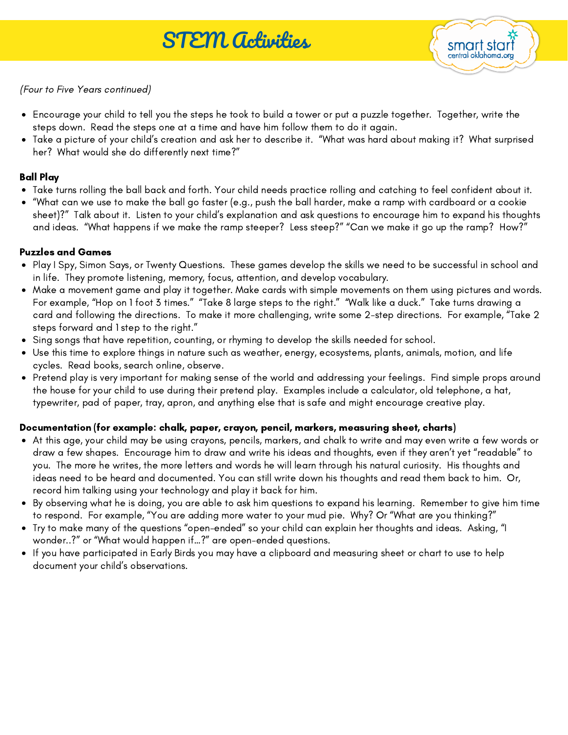# STEM Activities

*(Four to Five Years continued)*

- Encourage your child to tell you the steps he took to build a tower or put a puzzle together. Together, write the steps down. Read the steps one at a time and have him follow them to do it again.
- Take a picture of your child's creation and ask her to describe it. "What was hard about making it? What surprised her? What would she do differently next time?"

**Ball Play**

- Take turns rolling the ball back and forth. Your child needs practice rolling and catching to feel confident about it.
- "What can we use to make the ball go faster (e.g., push the ball harder, make a ramp with cardboard or a cookie sheet)?" Talk about it. Listen to your child's explanation and ask questions to encourage him to expand his thoughts and ideas. "What happens if we make the ramp steeper? Less steep?" "Can we make it go up the ramp? How?"

**Puzzles and Games**

- Play I Spy, Simon Says, or Twenty Questions. These games develop the skills we need to be successful in school and in life. They promote listening, memory, focus, attention, and develop vocabulary.
- Make a movement game and play it together. Make cards with simple movements on them using pictures and words. For example, "Hop on 1 foot 3 times." "Take 8 large steps to the right." "Walk like a duck." Take turns drawing a card and following the directions. To make it more challenging, write some 2-step directions. For example, "Take 2 steps forward and 1 step to the right."
- Sing songs that have repetition, counting, or rhyming to develop the skills needed for school.
- Use this time to explore things in nature such as weather, energy, ecosystems, plants, animals, motion, and life cycles. Read books, search online, observe.
- Pretend play is very important for making sense of the world and addressing your feelings. Find simple props around the house for your child to use during their pretend play. Examples include a calculator, old telephone, a hat, typewriter, pad of paper, tray, apron, and anything else that is safe and might encourage creative play.

**Documentation (for example: chalk, paper, crayon, pencil, markers, measuring sheet, charts)**

- At this age, your child may be using crayons, pencils, markers, and chalk to write and may even write a few words or draw a few shapes. Encourage him to draw and write his ideas and thoughts, even if they aren't yet "readable" to you. The more he writes, the more letters and words he will learn through his natural curiosity. His thoughts and ideas need to be heard and documented. You can still write down his thoughts and read them back to him. Or, record him talking using your technology and play it back for him.
- By observing what he is doing, you are able to ask him questions to expand his learning. Remember to give him time to respond. For example, "You are adding more water to your mud pie. Why? Or "What are you thinking?"
- Try to make many of the questions "open-ended" so your child can explain her thoughts and ideas. Asking, "I wonder...?" or "What would happen if...?" are open-ended questions.
- If you have participated in Early Birds you may have a clipboard and measuring sheet or chart to use to help document your child's observations.